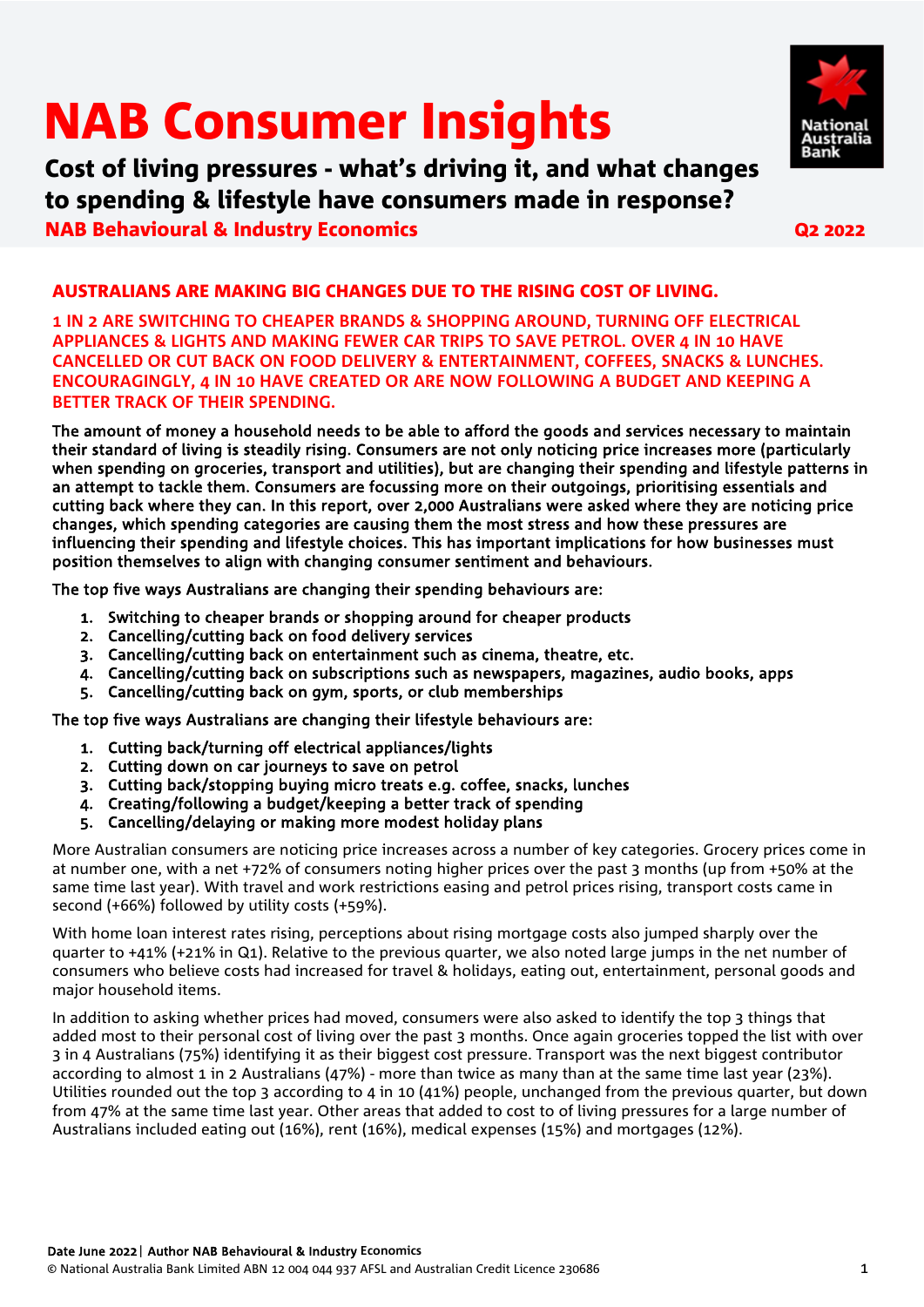# NAB Consumer Insights

## Cost of living pressures - what's driving it, and what changes to spending & lifestyle have consumers made in response?

**NAB Behavioural & Industry Economics**

**Q2 2022**

**AUSTRALIANS ARE MAKING BIG CHANGES DUE TO THE RISING COST OF LIVING.**

**1 IN 2 ARE SWITCHING TO CHEAPER BRANDS & SHOPPING AROUND, TURNING OFF ELECTRICAL APPLIANCES & LIGHTS AND MAKING FEWER CAR TRIPS TO SAVE PETROL. OVER 4 IN 10 HAVE CANCELLED OR CUT BACK ON FOOD DELIVERY & ENTERTAINMENT, COFFEES, SNACKS & LUNCHES. ENCOURAGINGLY, 4 IN 10 HAVE CREATED OR ARE NOW FOLLOWING A BUDGET AND KEEPING A BETTER TRACK OF THEIR SPENDING.**

The amount of money a household needs to be able to afford the goods and services necessary to maintain their standard of living is steadily rising. Consumers are not only noticing price increases more (particularly when spending on groceries, transport and utilities), but are changing their spending and lifestyle patterns in an attempt to tackle them. Consumers are focussing more on their outgoings, prioritising essentials and cutting back where they can. In this report, over 2,000 Australians were asked where they are noticing price changes, which spending categories are causing them the most stress and how these pressures are influencing their spending and lifestyle choices. This has important implications for how businesses must position themselves to align with changing consumer sentiment and behaviours.

The top five ways Australians are changing their spending behaviours are:

1. Switching to cheaper brands or shopping around for cheaper products
2. Cancelling/cutting back on food delivery services
3. Cancelling/cutting back on entertainment such as cinema, theatre, etc.
4. Cancelling/cutting back on subscriptions such as newspapers, magazines, audio books, apps
5. Cancelling/cutting back on gym, sports, or club memberships

The top five ways Australians are changing their lifestyle behaviours are:

1. Cutting back/turning off electrical appliances/lights
2. Cutting down on car journeys to save on petrol
3. Cutting back/stopping buying micro treats e.g. coffee, snacks, lunches
4. Creating/following a budget/keeping a better track of spending
5. Cancelling/delaying or making more modest holiday plans

More Australian consumers are noticing price increases across a number of key categories. Grocery prices come in at number one, with a net +72% of consumers noting higher prices over the past 3 months (up from +50% at the same time last year). With travel and work restrictions easing and petrol prices rising, transport costs came in second (+66%) followed by utility costs (+59%).

With home loan interest rates rising, perceptions about rising mortgage costs also jumped sharply over the quarter to +41% (+21% in Q1). Relative to the previous quarter, we also noted large jumps in the net number of consumers who believe costs had increased for travel & holidays, eating out, entertainment, personal goods and major household items.

In addition to asking whether prices had moved, consumers were also asked to identify the top 3 things that added most to their personal cost of living over the past 3 months. Once again groceries topped the list with over 3 in 4 Australians (75%) identifying it as their biggest cost pressure. Transport was the next biggest contributor according to almost 1 in 2 Australians (47%) - more than twice as many than at the same time last year (23%). Utilities rounded out the top 3 according to 4 in 10 (41%) people, unchanged from the previous quarter, but down from 47% at the same time last year. Other areas that added to cost to of living pressures for a large number of Australians included eating out (16%), rent (16%), medical expenses (15%) and mortgages (12%).

**Date June 2022** | **Author NAB Behavioural & Industry Economics**

© National Australia Bank Limited ABN 12 004 044 937 AFSL and Australian Credit Licence 230686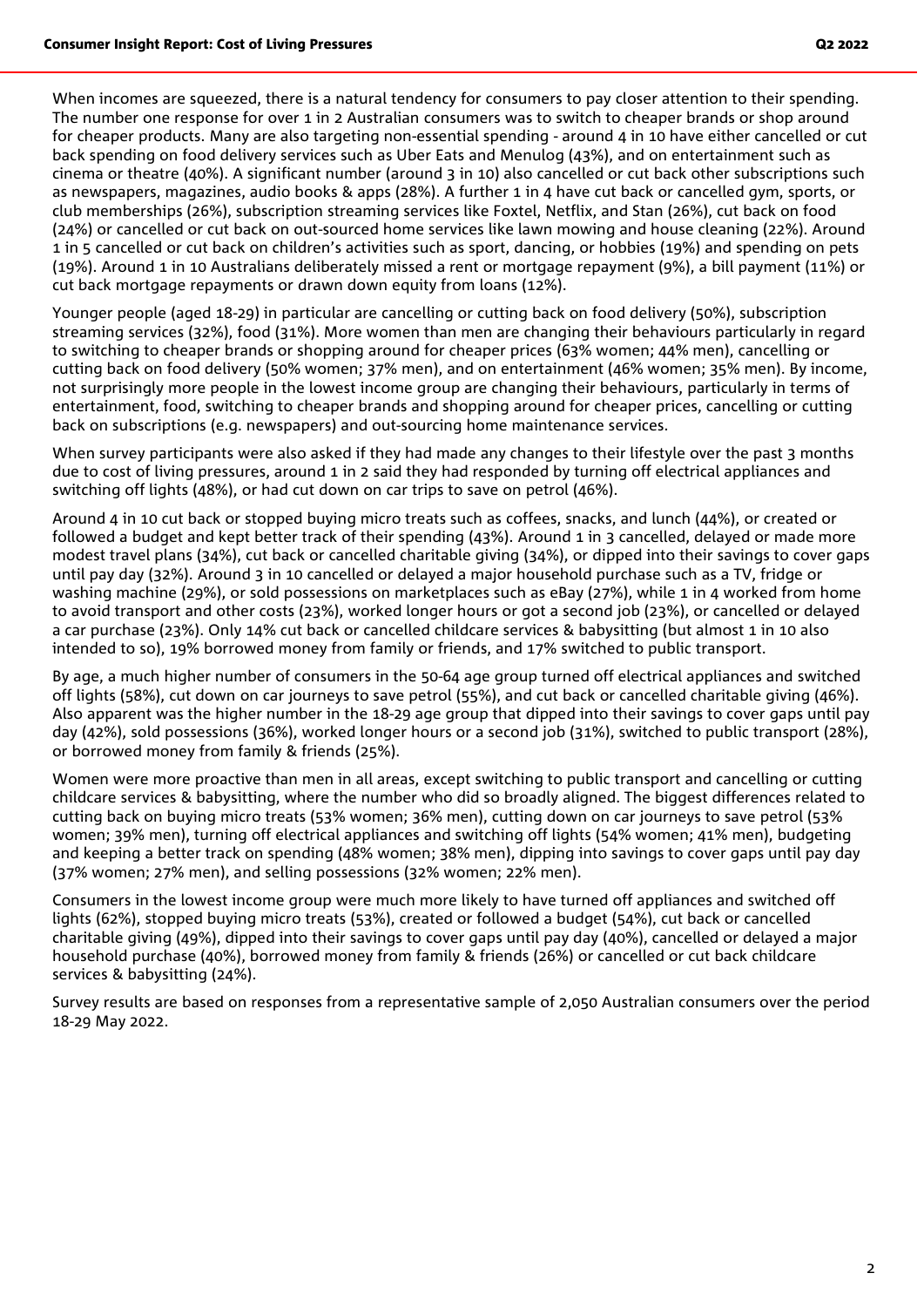When incomes are squeezed, there is a natural tendency for consumers to pay closer attention to their spending. The number one response for over 1 in 2 Australian consumers was to switch to cheaper brands or shop around for cheaper products. Many are also targeting non-essential spending - around 4 in 10 have either cancelled or cut back spending on food delivery services such as Uber Eats and Menulog (43%), and on entertainment such as cinema or theatre (40%). A significant number (around 3 in 10) also cancelled or cut back other subscriptions such as newspapers, magazines, audio books & apps (28%). A further 1 in 4 have cut back or cancelled gym, sports, or club memberships (26%), subscription streaming services like Foxtel, Netflix, and Stan (26%), cut back on food (24%) or cancelled or cut back on out-sourced home services like lawn mowing and house cleaning (22%). Around 1 in 5 cancelled or cut back on children's activities such as sport, dancing, or hobbies (19%) and spending on pets (19%). Around 1 in 10 Australians deliberately missed a rent or mortgage repayment (9%), a bill payment (11%) or cut back mortgage repayments or drawn down equity from loans (12%).

Younger people (aged 18-29) in particular are cancelling or cutting back on food delivery (50%), subscription streaming services (32%), food (31%). More women than men are changing their behaviours particularly in regard to switching to cheaper brands or shopping around for cheaper prices (63% women; 44% men), cancelling or cutting back on food delivery (50% women; 37% men), and on entertainment (46% women; 35% men). By income, not surprisingly more people in the lowest income group are changing their behaviours, particularly in terms of entertainment, food, switching to cheaper brands and shopping around for cheaper prices, cancelling or cutting back on subscriptions (e.g. newspapers) and out-sourcing home maintenance services.

When survey participants were also asked if they had made any changes to their lifestyle over the past 3 months due to cost of living pressures, around 1 in 2 said they had responded by turning off electrical appliances and switching off lights (48%), or had cut down on car trips to save on petrol (46%).

Around 4 in 10 cut back or stopped buying micro treats such as coffees, snacks, and lunch (44%), or created or followed a budget and kept better track of their spending (43%). Around 1 in 3 cancelled, delayed or made more modest travel plans (34%), cut back or cancelled charitable giving (34%), or dipped into their savings to cover gaps until pay day (32%). Around 3 in 10 cancelled or delayed a major household purchase such as a TV, fridge or washing machine (29%), or sold possessions on marketplaces such as eBay (27%), while 1 in 4 worked from home to avoid transport and other costs (23%), worked longer hours or got a second job (23%), or cancelled or delayed a car purchase (23%). Only 14% cut back or cancelled childcare services & babysitting (but almost 1 in 10 also intended to so), 19% borrowed money from family or friends, and 17% switched to public transport.

By age, a much higher number of consumers in the 50-64 age group turned off electrical appliances and switched off lights (58%), cut down on car journeys to save petrol (55%), and cut back or cancelled charitable giving (46%). Also apparent was the higher number in the 18-29 age group that dipped into their savings to cover gaps until pay day (42%), sold possessions (36%), worked longer hours or a second job (31%), switched to public transport (28%), or borrowed money from family & friends (25%).

Women were more proactive than men in all areas, except switching to public transport and cancelling or cutting childcare services & babysitting, where the number who did so broadly aligned. The biggest differences related to cutting back on buying micro treats (53% women; 36% men), cutting down on car journeys to save petrol (53% women; 39% men), turning off electrical appliances and switching off lights (54% women; 41% men), budgeting and keeping a better track on spending (48% women; 38% men), dipping into savings to cover gaps until pay day (37% women; 27% men), and selling possessions (32% women; 22% men).

Consumers in the lowest income group were much more likely to have turned off appliances and switched off lights (62%), stopped buying micro treats (53%), created or followed a budget (54%), cut back or cancelled charitable giving (49%), dipped into their savings to cover gaps until pay day (40%), cancelled or delayed a major household purchase (40%), borrowed money from family & friends (26%) or cancelled or cut back childcare services & babysitting (24%).

Survey results are based on responses from a representative sample of 2,050 Australian consumers over the period 18-29 May 2022.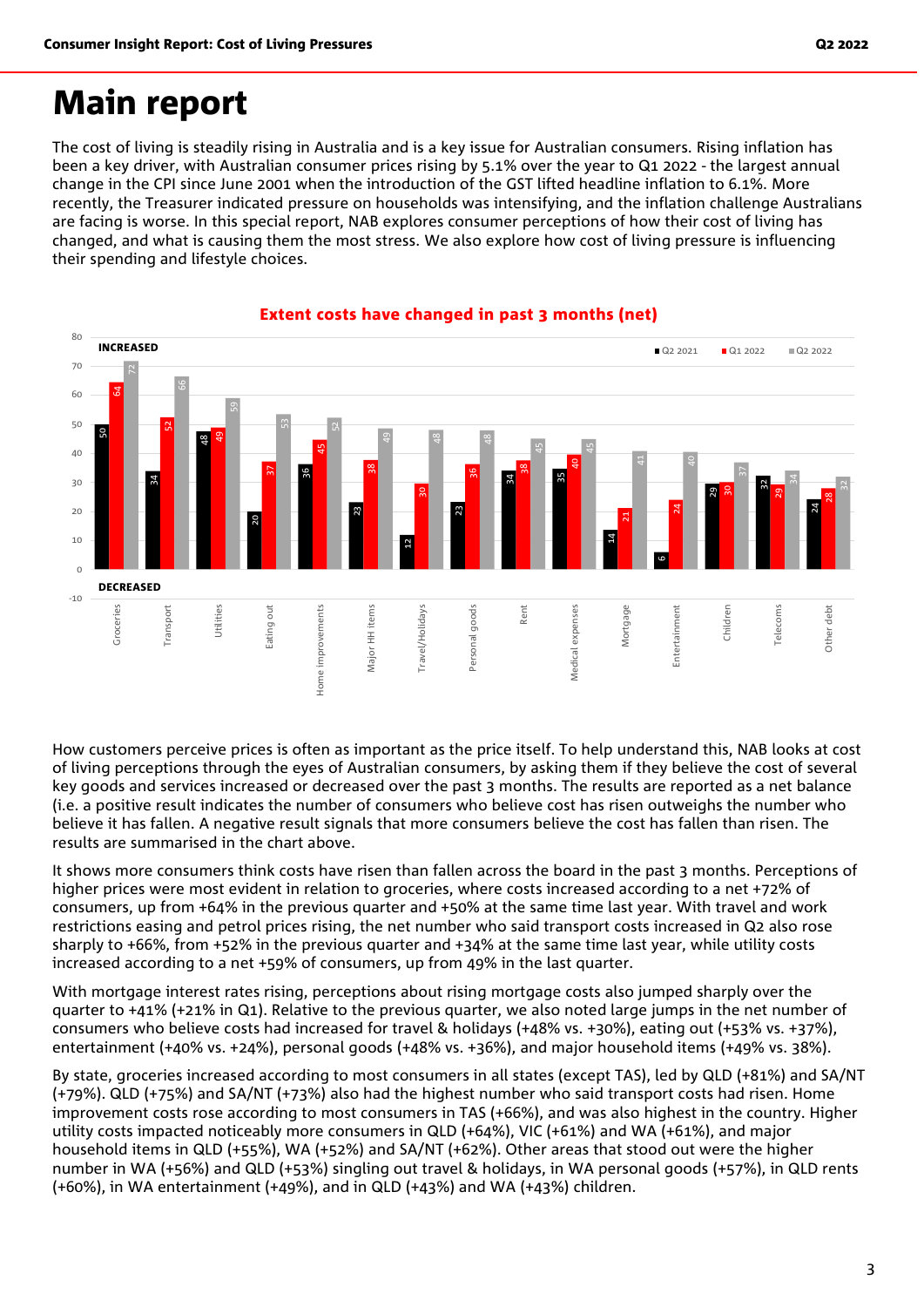# Main report

The cost of living is steadily rising in Australia and is a key issue for Australian consumers. Rising inflation has been a key driver, with Australian consumer prices rising by 5.1% over the year to Q1 2022 - the largest annual change in the CPI since June 2001 when the introduction of the GST lifted headline inflation to 6.1%. More recently, the Treasurer indicated pressure on households was intensifying, and the inflation challenge Australians are facing is worse. In this special report, NAB explores consumer perceptions of how their cost of living has changed, and what is causing them the most stress. We also explore how cost of living pressure is influencing their spending and lifestyle choices.

**Extent costs have changed in past 3 months (net)**

| | Q2 2021 | Q1 2022 | Q2 2022 |
|---|---|---|---|
| Groceries | 50 | 64 | 72 |
| Transport | 34 | 52 | 66 |
| Utilities | 48 | 49 | 59 |
| Eating out | 20 | 37 | 53 |
| Home improvements | 36 | 45 | 52 |
| Major HH items | 23 | 38 | 49 |
| Travel/Holidays | 12 | 30 | 48 |
| Personal goods | 23 | 36 | 48 |
| Rent | 34 | 38 | 45 |
| Medical expenses | 35 | 40 | 45 |
| Mortgage | 14 | 21 | 41 |
| Entertainment | 6 | 24 | 40 |
| Children | 29 | 30 | 37 |
| Telecoms | 32 | 29 | 34 |
| Other debt | 24 | 28 | 32 |

How customers perceive prices is often as important as the price itself. To help understand this, NAB looks at cost of living perceptions through the eyes of Australian consumers, by asking them if they believe the cost of several key goods and services increased or decreased over the past 3 months. The results are reported as a net balance (i.e. a positive result indicates the number of consumers who believe cost has risen outweighs the number who believe it has fallen. A negative result signals that more consumers believe the cost has fallen than risen. The results are summarised in the chart above.

It shows more consumers think costs have risen than fallen across the board in the past 3 months. Perceptions of higher prices were most evident in relation to groceries, where costs increased according to a net +72% of consumers, up from +64% in the previous quarter and +50% at the same time last year. With travel and work restrictions easing and petrol prices rising, the net number who said transport costs increased in Q2 also rose sharply to +66%, from +52% in the previous quarter and +34% at the same time last year, while utility costs increased according to a net +59% of consumers, up from 49% in the last quarter.

With mortgage interest rates rising, perceptions about rising mortgage costs also jumped sharply over the quarter to +41% (+21% in Q1). Relative to the previous quarter, we also noted large jumps in the net number of consumers who believe costs had increased for travel & holidays (+48% vs. +30%), eating out (+53% vs. +37%), entertainment (+40% vs. +24%), personal goods (+48% vs. +36%), and major household items (+49% vs. 38%).

By state, groceries increased according to most consumers in all states (except TAS), led by QLD (+81%) and SA/NT (+79%). QLD (+75%) and SA/NT (+73%) also had the highest number who said transport costs had risen. Home improvement costs rose according to most consumers in TAS (+66%), and was also highest in the country. Higher utility costs impacted noticeably more consumers in QLD (+64%), VIC (+61%) and WA (+61%), and major household items in QLD (+55%), WA (+52%) and SA/NT (+62%). Other areas that stood out were the higher number in WA (+56%) and QLD (+53%) singling out travel & holidays, in WA personal goods (+57%), in QLD rents (+60%), in WA entertainment (+49%), and in QLD (+43%) and WA (+43%) children.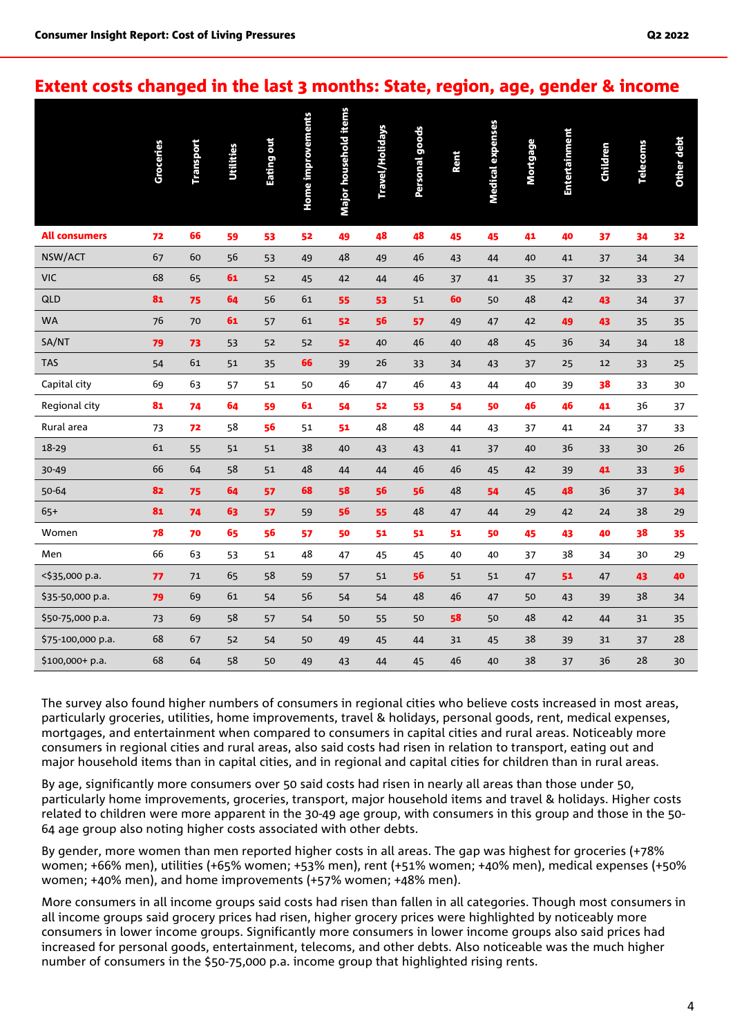## Extent costs changed in the last 3 months: State, region, age, gender & income

| | Groceries | Transport | Utilities | Eating out | Home improvements | Major household items | Travel/Holidays | Personal goods | Rent | Medical expenses | Mortgage | Entertainment | Children | Telecoms | Other debt |
|---|---|---|---|---|---|---|---|---|---|---|---|---|---|---|---|
| **All consumers** | **72** | **66** | **59** | **53** | **52** | **49** | **48** | **48** | **45** | **45** | **41** | **40** | **37** | **34** | **32** |
| NSW/ACT | 67 | 60 | 56 | 53 | 49 | 48 | 49 | 46 | 43 | 44 | 40 | 41 | 37 | 34 | 34 |
| VIC | 68 | 65 | **61** | 52 | 45 | 42 | 44 | 46 | 37 | 41 | 35 | 37 | 32 | 33 | 27 |
| QLD | **81** | **75** | **64** | 56 | 61 | **55** | **53** | 51 | **60** | 50 | 48 | 42 | **43** | 34 | 37 |
| WA | 76 | 70 | **61** | 57 | 61 | **52** | **56** | **57** | 49 | 47 | 42 | **49** | **43** | 35 | 35 |
| SA/NT | **79** | **73** | 53 | 52 | 52 | **52** | 40 | 46 | 40 | 48 | 45 | 36 | 34 | 34 | 18 |
| TAS | 54 | 61 | 51 | 35 | **66** | 39 | 26 | 33 | 34 | 43 | 37 | 25 | 12 | 33 | 25 |
| Capital city | 69 | 63 | 57 | 51 | 50 | 46 | 47 | 46 | 43 | 44 | 40 | 39 | **38** | 33 | 30 |
| Regional city | **81** | **74** | **64** | **59** | **61** | **54** | **52** | **53** | **54** | **50** | **46** | **46** | **41** | 36 | 37 |
| Rural area | 73 | **72** | 58 | **56** | 51 | **51** | 48 | 48 | 44 | 43 | 37 | 41 | 24 | 37 | 33 |
| 18-29 | 61 | 55 | 51 | 51 | 38 | 40 | 43 | 43 | 41 | 37 | 40 | 36 | 33 | 30 | 26 |
| 30-49 | 66 | 64 | 58 | 51 | 48 | 44 | 44 | 46 | 46 | 45 | 42 | 39 | **41** | 33 | **36** |
| 50-64 | **82** | **75** | **64** | **57** | **68** | **58** | **56** | **56** | 48 | **54** | 45 | **48** | 36 | 37 | **34** |
| 65+ | **81** | **74** | **63** | **57** | 59 | **56** | **55** | 48 | 47 | 44 | 29 | 42 | 24 | 38 | 29 |
| Women | **78** | **70** | **65** | **56** | **57** | **50** | **51** | **51** | **51** | **50** | **45** | **43** | **40** | **38** | **35** |
| Men | 66 | 63 | 53 | 51 | 48 | 47 | 45 | 45 | 40 | 40 | 37 | 38 | 34 | 30 | 29 |
| <$35,000 p.a. | **77** | 71 | 65 | 58 | 59 | 57 | 51 | **56** | 51 | 51 | 47 | **51** | 47 | **43** | **40** |
| $35-50,000 p.a. | **79** | 69 | 61 | 54 | 56 | 54 | 54 | 48 | 46 | 47 | 50 | 43 | 39 | 38 | 34 |
| $50-75,000 p.a. | 73 | 69 | 58 | 57 | 54 | 50 | 55 | 50 | **58** | 50 | 48 | 42 | 44 | 31 | 35 |
| $75-100,000 p.a. | 68 | 67 | 52 | 54 | 50 | 49 | 45 | 44 | 31 | 45 | 38 | 39 | 31 | 37 | 28 |
| $100,000+ p.a. | 68 | 64 | 58 | 50 | 49 | 43 | 44 | 45 | 46 | 40 | 38 | 37 | 36 | 28 | 30 |

The survey also found higher numbers of consumers in regional cities who believe costs increased in most areas, particularly groceries, utilities, home improvements, travel & holidays, personal goods, rent, medical expenses, mortgages, and entertainment when compared to consumers in capital cities and rural areas. Noticeably more consumers in regional cities and rural areas, also said costs had risen in relation to transport, eating out and major household items than in capital cities, and in regional and capital cities for children than in rural areas.

By age, significantly more consumers over 50 said costs had risen in nearly all areas than those under 50, particularly home improvements, groceries, transport, major household items and travel & holidays. Higher costs related to children were more apparent in the 30-49 age group, with consumers in this group and those in the 50-64 age group also noting higher costs associated with other debts.

By gender, more women than men reported higher costs in all areas. The gap was highest for groceries (+78% women; +66% men), utilities (+65% women; +53% men), rent (+51% women; +40% men), medical expenses (+50% women; +40% men), and home improvements (+57% women; +48% men).

More consumers in all income groups said costs had risen than fallen in all categories. Though most consumers in all income groups said grocery prices had risen, higher grocery prices were highlighted by noticeably more consumers in lower income groups. Significantly more consumers in lower income groups also said prices had increased for personal goods, entertainment, telecoms, and other debts. Also noticeable was the much higher number of consumers in the $50-75,000 p.a. income group that highlighted rising rents.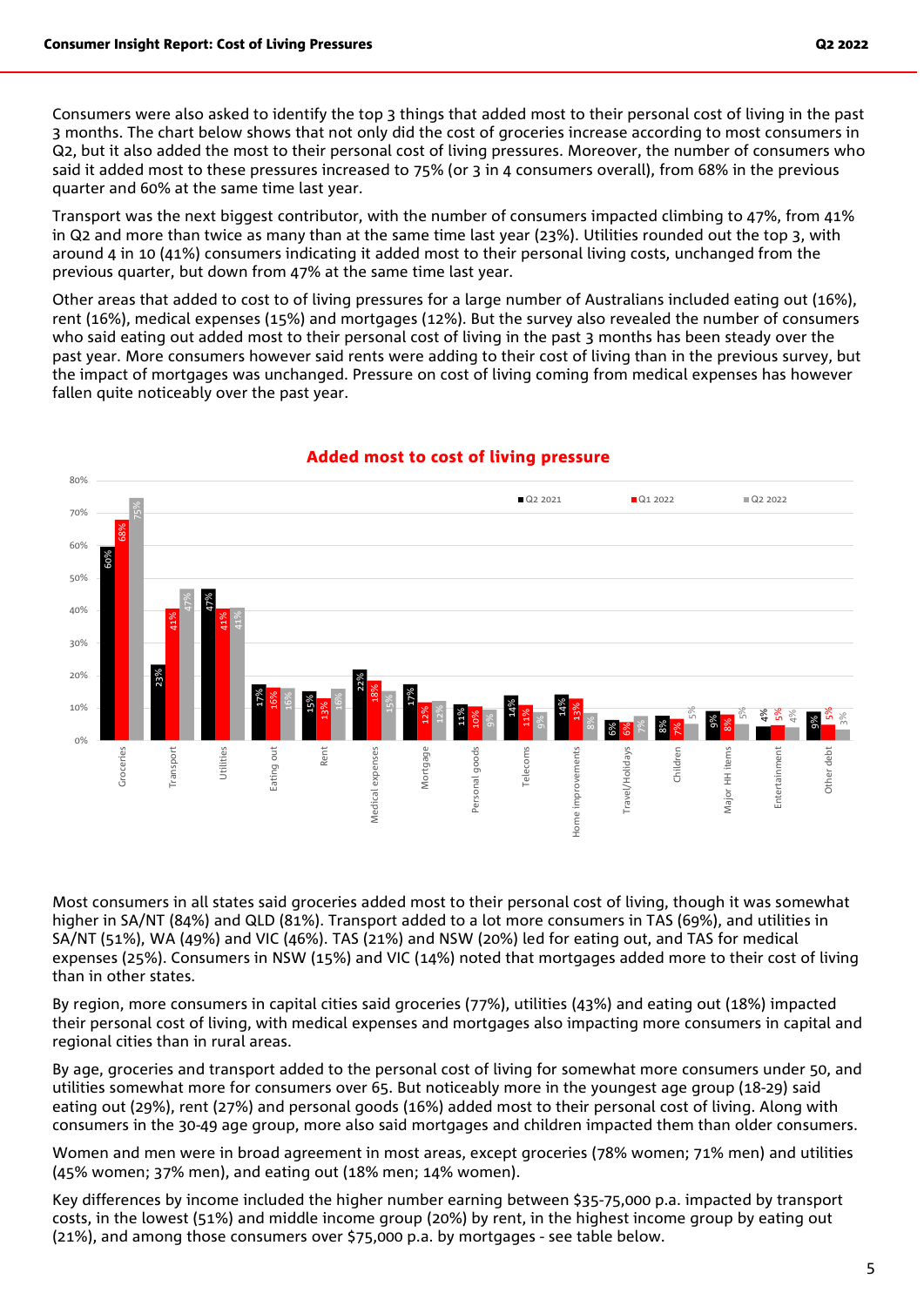Consumers were also asked to identify the top 3 things that added most to their personal cost of living in the past 3 months. The chart below shows that not only did the cost of groceries increase according to most consumers in Q2, but it also added the most to their personal cost of living pressures. Moreover, the number of consumers who said it added most to these pressures increased to 75% (or 3 in 4 consumers overall), from 68% in the previous quarter and 60% at the same time last year.

Transport was the next biggest contributor, with the number of consumers impacted climbing to 47%, from 41% in Q2 and more than twice as many than at the same time last year (23%). Utilities rounded out the top 3, with around 4 in 10 (41%) consumers indicating it added most to their personal living costs, unchanged from the previous quarter, but down from 47% at the same time last year.

Other areas that added to cost to of living pressures for a large number of Australians included eating out (16%), rent (16%), medical expenses (15%) and mortgages (12%). But the survey also revealed the number of consumers who said eating out added most to their personal cost of living in the past 3 months has been steady over the past year. More consumers however said rents were adding to their cost of living than in the previous survey, but the impact of mortgages was unchanged. Pressure on cost of living coming from medical expenses has however fallen quite noticeably over the past year.

**Added most to cost of living pressure**

| | Q2 2021 | Q1 2022 | Q2 2022 |
|---|---|---|---|
| Groceries | 60% | 68% | 75% |
| Transport | 23% | 41% | 47% |
| Utilities | 47% | 41% | 41% |
| Eating out | 17% | 16% | 16% |
| Rent | 15% | 13% | 16% |
| Medical expenses | 22% | 18% | 15% |
| Mortgage | 17% | 12% | 12% |
| Personal goods | 11% | 10% | 9% |
| Telecoms | 14% | 11% | 9% |
| Home improvements | 14% | 13% | 8% |
| Travel/Holidays | 6% | 6% | 7% |
| Children | 8% | 7% | 5% |
| Major HH Items | 9% | 8% | 5% |
| Entertainment | 4% | 5% | 4% |
| Other debt | 9% | 5% | 3% |

Most consumers in all states said groceries added most to their personal cost of living, though it was somewhat higher in SA/NT (84%) and QLD (81%). Transport added to a lot more consumers in TAS (69%), and utilities in SA/NT (51%), WA (49%) and VIC (46%). TAS (21%) and NSW (20%) led for eating out, and TAS for medical expenses (25%). Consumers in NSW (15%) and VIC (14%) noted that mortgages added more to their cost of living than in other states.

By region, more consumers in capital cities said groceries (77%), utilities (43%) and eating out (18%) impacted their personal cost of living, with medical expenses and mortgages also impacting more consumers in capital and regional cities than in rural areas.

By age, groceries and transport added to the personal cost of living for somewhat more consumers under 50, and utilities somewhat more for consumers over 65. But noticeably more in the youngest age group (18-29) said eating out (29%), rent (27%) and personal goods (16%) added most to their personal cost of living. Along with consumers in the 30-49 age group, more also said mortgages and children impacted them than older consumers.

Women and men were in broad agreement in most areas, except groceries (78% women; 71% men) and utilities (45% women; 37% men), and eating out (18% men; 14% women).

Key differences by income included the higher number earning between $35-75,000 p.a. impacted by transport costs, in the lowest (51%) and middle income group (20%) by rent, in the highest income group by eating out (21%), and among those consumers over $75,000 p.a. by mortgages - see table below.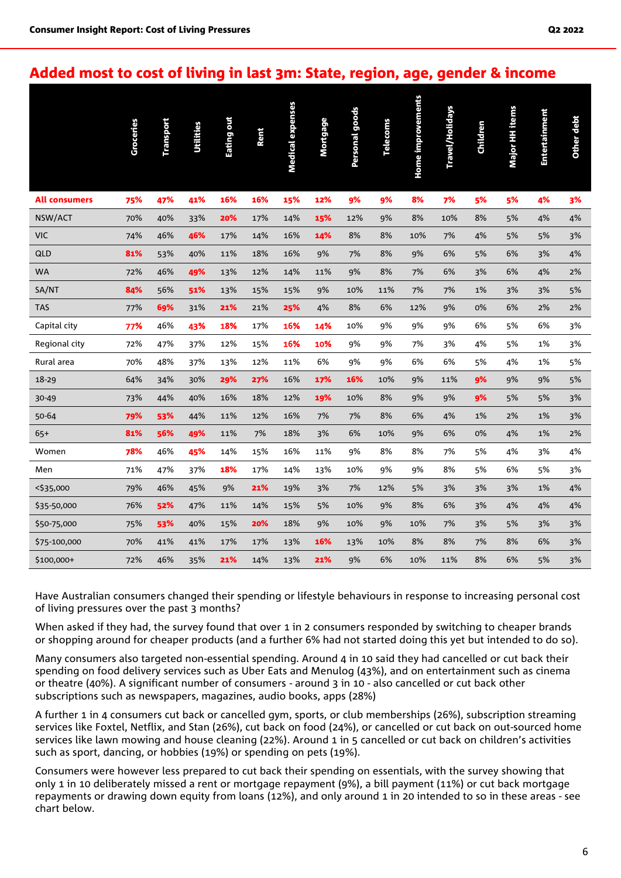## Added most to cost of living in last 3m: State, region, age, gender & income

| | Groceries | Transport | Utilities | Eating out | Rent | Medical expenses | Mortgage | Personal goods | Telecoms | Home improvements | Travel/Holidays | Children | Major HH items | Entertainment | Other debt |
|---|---|---|---|---|---|---|---|---|---|---|---|---|---|---|---|
| **All consumers** | **75%** | **47%** | **41%** | **16%** | **16%** | **15%** | **12%** | **9%** | **9%** | **8%** | **7%** | **5%** | **5%** | **4%** | **3%** |
| NSW/ACT | 70% | 40% | 33% | **20%** | 17% | 14% | **15%** | 12% | 9% | 8% | 10% | 8% | 5% | 4% | 4% |
| VIC | 74% | 46% | **46%** | 17% | 14% | 16% | **14%** | 8% | 8% | 10% | 7% | 4% | 5% | 5% | 3% |
| QLD | **81%** | 53% | 40% | 11% | 18% | 16% | 9% | 7% | 8% | 9% | 6% | 5% | 6% | 3% | 4% |
| WA | 72% | 46% | **49%** | 13% | 12% | 14% | 11% | 9% | 8% | 7% | 6% | 3% | 6% | 4% | 2% |
| SA/NT | **84%** | 56% | **51%** | 13% | 15% | 15% | 9% | 10% | 11% | 7% | 7% | 1% | 3% | 3% | 5% |
| TAS | 77% | **69%** | 31% | **21%** | 21% | **25%** | 4% | 8% | 6% | 12% | 9% | 0% | 6% | 2% | 2% |
| Capital city | **77%** | 46% | **43%** | **18%** | 17% | **16%** | **14%** | 10% | 9% | 9% | 9% | 6% | 5% | 6% | 3% |
| Regional city | 72% | 47% | 37% | 12% | 15% | **16%** | **10%** | 9% | 9% | 7% | 3% | 4% | 5% | 1% | 3% |
| Rural area | 70% | 48% | 37% | 13% | 12% | 11% | 6% | 9% | 9% | 6% | 6% | 5% | 4% | 1% | 5% |
| 18-29 | 64% | 34% | 30% | **29%** | **27%** | 16% | **17%** | **16%** | 10% | 9% | 11% | **9%** | 9% | 9% | 5% |
| 30-49 | 73% | 44% | 40% | 16% | 18% | 12% | **19%** | 10% | 8% | 9% | 9% | **9%** | 5% | 5% | 3% |
| 50-64 | **79%** | **53%** | 44% | 11% | 12% | 16% | 7% | 7% | 8% | 6% | 4% | 1% | 2% | 1% | 3% |
| 65+ | **81%** | **56%** | **49%** | 11% | 7% | 18% | 3% | 6% | 10% | 9% | 6% | 0% | 4% | 1% | 2% |
| Women | **78%** | 46% | **45%** | 14% | 15% | 16% | 11% | 9% | 8% | 8% | 7% | 5% | 4% | 3% | 4% |
| Men | 71% | 47% | 37% | **18%** | 17% | 14% | 13% | 10% | 9% | 9% | 8% | 5% | 6% | 5% | 3% |
| <$35,000 | 79% | 46% | 45% | 9% | **21%** | 19% | 3% | 7% | 12% | 5% | 3% | 3% | 3% | 1% | 4% |
| $35-50,000 | 76% | **52%** | 47% | 11% | 14% | 15% | 5% | 10% | 9% | 8% | 6% | 3% | 4% | 4% | 4% |
| $50-75,000 | 75% | **53%** | 40% | 15% | **20%** | 18% | 9% | 10% | 9% | 10% | 7% | 3% | 5% | 3% | 3% |
| $75-100,000 | 70% | 41% | 41% | 17% | 17% | 13% | **16%** | 13% | 10% | 8% | 8% | 7% | 8% | 6% | 3% |
| $100,000+ | 72% | 46% | 35% | **21%** | 14% | 13% | **21%** | 9% | 6% | 10% | 11% | 8% | 6% | 5% | 3% |

Have Australian consumers changed their spending or lifestyle behaviours in response to increasing personal cost of living pressures over the past 3 months?

When asked if they had, the survey found that over 1 in 2 consumers responded by switching to cheaper brands or shopping around for cheaper products (and a further 6% had not started doing this yet but intended to do so).

Many consumers also targeted non-essential spending. Around 4 in 10 said they had cancelled or cut back their spending on food delivery services such as Uber Eats and Menulog (43%), and on entertainment such as cinema or theatre (40%). A significant number of consumers - around 3 in 10 - also cancelled or cut back other subscriptions such as newspapers, magazines, audio books, apps (28%)

A further 1 in 4 consumers cut back or cancelled gym, sports, or club memberships (26%), subscription streaming services like Foxtel, Netflix, and Stan (26%), cut back on food (24%), or cancelled or cut back on out-sourced home services like lawn mowing and house cleaning (22%). Around 1 in 5 cancelled or cut back on children's activities such as sport, dancing, or hobbies (19%) or spending on pets (19%).

Consumers were however less prepared to cut back their spending on essentials, with the survey showing that only 1 in 10 deliberately missed a rent or mortgage repayment (9%), a bill payment (11%) or cut back mortgage repayments or drawing down equity from loans (12%), and only around 1 in 20 intended to so in these areas - see chart below.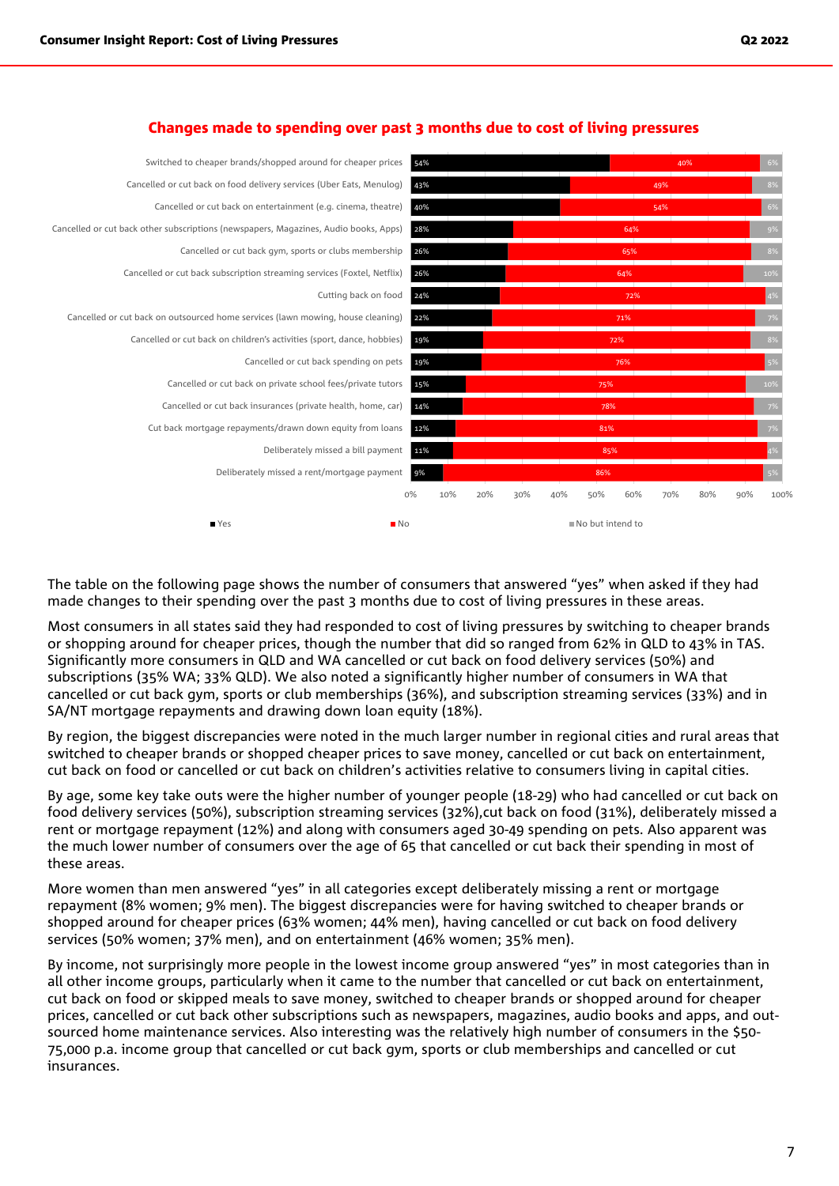## Changes made to spending over past 3 months due to cost of living pressures

| Change | Yes | No | No but intend to |
|---|---|---|---|
| Switched to cheaper brands/shopped around for cheaper prices | 54% | 40% | 6% |
| Cancelled or cut back on food delivery services (Uber Eats, Menulog) | 43% | 49% | 8% |
| Cancelled or cut back on entertainment (e.g. cinema, theatre) | 40% | 54% | 6% |
| Cancelled or cut back other subscriptions (newspapers, Magazines, Audio books, Apps) | 28% | 64% | 9% |
| Cancelled or cut back gym, sports or clubs membership | 26% | 65% | 8% |
| Cancelled or cut back subscription streaming services (Foxtel, Netflix) | 26% | 64% | 10% |
| Cutting back on food | 24% | 72% | 4% |
| Cancelled or cut back on outsourced home services (lawn mowing, house cleaning) | 22% | 71% | 7% |
| Cancelled or cut back on children's activities (sport, dance, hobbies) | 19% | 72% | 8% |
| Cancelled or cut back spending on pets | 19% | 76% | 5% |
| Cancelled or cut back on private school fees/private tutors | 15% | 75% | 10% |
| Cancelled or cut back insurances (private health, home, car) | 14% | 78% | 7% |
| Cut back mortgage repayments/drawn down equity from loans | 12% | 81% | 7% |
| Deliberately missed a bill payment | 11% | 85% | 4% |
| Deliberately missed a rent/mortgage payment | 9% | 86% | 5% |

The table on the following page shows the number of consumers that answered "yes" when asked if they had made changes to their spending over the past 3 months due to cost of living pressures in these areas.

Most consumers in all states said they had responded to cost of living pressures by switching to cheaper brands or shopping around for cheaper prices, though the number that did so ranged from 62% in QLD to 43% in TAS. Significantly more consumers in QLD and WA cancelled or cut back on food delivery services (50%) and subscriptions (35% WA; 33% QLD). We also noted a significantly higher number of consumers in WA that cancelled or cut back gym, sports or club memberships (36%), and subscription streaming services (33%) and in SA/NT mortgage repayments and drawing down loan equity (18%).

By region, the biggest discrepancies were noted in the much larger number in regional cities and rural areas that switched to cheaper brands or shopped cheaper prices to save money, cancelled or cut back on entertainment, cut back on food or cancelled or cut back on children's activities relative to consumers living in capital cities.

By age, some key take outs were the higher number of younger people (18-29) who had cancelled or cut back on food delivery services (50%), subscription streaming services (32%),cut back on food (31%), deliberately missed a rent or mortgage repayment (12%) and along with consumers aged 30-49 spending on pets. Also apparent was the much lower number of consumers over the age of 65 that cancelled or cut back their spending in most of these areas.

More women than men answered "yes" in all categories except deliberately missing a rent or mortgage repayment (8% women; 9% men). The biggest discrepancies were for having switched to cheaper brands or shopped around for cheaper prices (63% women; 44% men), having cancelled or cut back on food delivery services (50% women; 37% men), and on entertainment (46% women; 35% men).

By income, not surprisingly more people in the lowest income group answered "yes" in most categories than in all other income groups, particularly when it came to the number that cancelled or cut back on entertainment, cut back on food or skipped meals to save money, switched to cheaper brands or shopped around for cheaper prices, cancelled or cut back other subscriptions such as newspapers, magazines, audio books and apps, and out-sourced home maintenance services. Also interesting was the relatively high number of consumers in the $50-75,000 p.a. income group that cancelled or cut back gym, sports or club memberships and cancelled or cut insurances.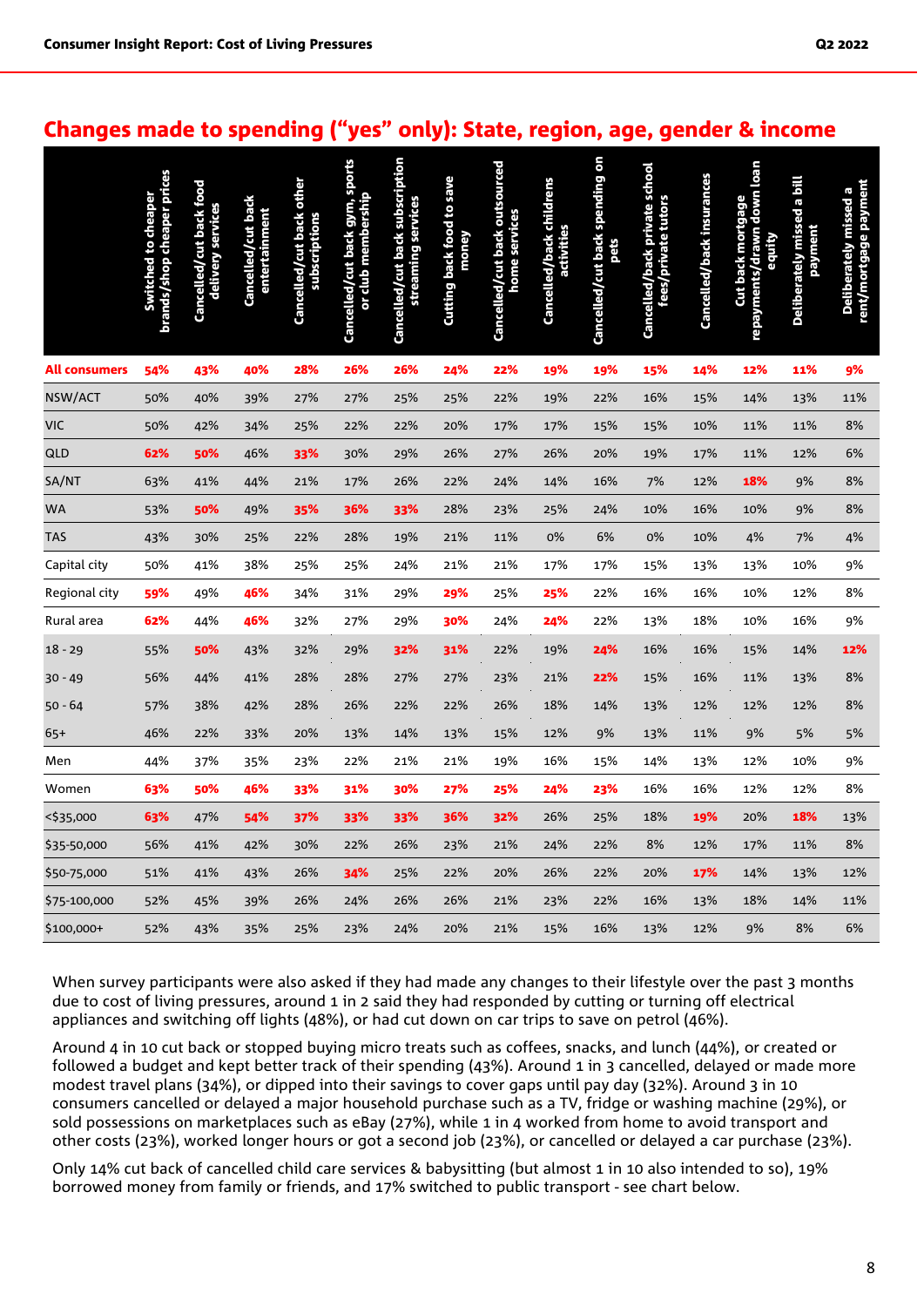## Changes made to spending ("yes" only): State, region, age, gender & income

| | Switched to cheaper brands/shop cheaper prices | Cancelled/cut back food delivery services | Cancelled/cut back entertainment | Cancelled/cut back other subscriptions | Cancelled/cut back gym, sports or club membership | Cancelled/cut back subscription streaming services | Cutting back food to save money | Cancelled/cut back outsourced home services | Cancelled/back childrens activities | Cancelled/cut back spending on pets | Cancelled/back private school fees/private tutors | Cancelled/back insurances | Cut back mortgage repayments/drawn down loan equity | Deliberately missed a bill payment | Deliberately missed a rent/mortgage payment |
|---|---|---|---|---|---|---|---|---|---|---|---|---|---|---|---|
| **All consumers** | **54%** | **43%** | **40%** | **28%** | **26%** | **26%** | **24%** | **22%** | **19%** | **19%** | **15%** | **14%** | **12%** | **11%** | **9%** |
| NSW/ACT | 50% | 40% | 39% | 27% | 27% | 25% | 25% | 22% | 19% | 22% | 16% | 15% | 14% | 13% | 11% |
| VIC | 50% | 42% | 34% | 25% | 22% | 22% | 20% | 17% | 17% | 15% | 15% | 10% | 11% | 11% | 8% |
| QLD | **62%** | **50%** | 46% | **33%** | 30% | 29% | 26% | 27% | 26% | 20% | 19% | 17% | 11% | 12% | 6% |
| SA/NT | 63% | 41% | 44% | 21% | 17% | 26% | 22% | 24% | 14% | 16% | 7% | 12% | **18%** | 9% | 8% |
| WA | 53% | **50%** | 49% | **35%** | **36%** | **33%** | 28% | 23% | 25% | 24% | 10% | 16% | 10% | 9% | 8% |
| TAS | 43% | 30% | 25% | 22% | 28% | 19% | 21% | 11% | 0% | 6% | 0% | 10% | 4% | 7% | 4% |
| Capital city | 50% | 41% | 38% | 25% | 25% | 24% | 21% | 21% | 17% | 17% | 15% | 13% | 13% | 10% | 9% |
| Regional city | **59%** | 49% | **46%** | 34% | 31% | 29% | **29%** | 25% | **25%** | 22% | 16% | 16% | 10% | 12% | 8% |
| Rural area | **62%** | 44% | **46%** | 32% | 27% | 29% | **30%** | 24% | **24%** | 22% | 13% | 18% | 10% | 16% | 9% |
| 18 - 29 | 55% | **50%** | 43% | 32% | 29% | **32%** | **31%** | 22% | 19% | **24%** | 16% | 16% | 15% | 14% | **12%** |
| 30 - 49 | 56% | 44% | 41% | 28% | 28% | 27% | 27% | 23% | 21% | **22%** | 15% | 16% | 11% | 13% | 8% |
| 50 - 64 | 57% | 38% | 42% | 28% | 26% | 22% | 22% | 26% | 18% | 14% | 13% | 12% | 12% | 12% | 8% |
| 65+ | 46% | 22% | 33% | 20% | 13% | 14% | 13% | 15% | 12% | 9% | 13% | 11% | 9% | 5% | 5% |
| Men | 44% | 37% | 35% | 23% | 22% | 21% | 21% | 19% | 16% | 15% | 14% | 13% | 12% | 10% | 9% |
| Women | **63%** | **50%** | **46%** | **33%** | **31%** | **30%** | **27%** | **25%** | **24%** | **23%** | 16% | 16% | 12% | 12% | 8% |
| <$35,000 | **63%** | 47% | **54%** | **37%** | **33%** | **33%** | **36%** | **32%** | 26% | 25% | 18% | **19%** | 20% | **18%** | 13% |
| $35-50,000 | 56% | 41% | 42% | 30% | 22% | 26% | 23% | 21% | 24% | 22% | 8% | 12% | 17% | 11% | 8% |
| $50-75,000 | 51% | 41% | 43% | 26% | **34%** | 25% | 22% | 20% | 26% | 22% | 20% | **17%** | 14% | 13% | 12% |
| $75-100,000 | 52% | 45% | 39% | 26% | 24% | 26% | 26% | 21% | 23% | 22% | 16% | 13% | 18% | 14% | 11% |
| $100,000+ | 52% | 43% | 35% | 25% | 23% | 24% | 20% | 21% | 15% | 16% | 13% | 12% | 9% | 8% | 6% |

When survey participants were also asked if they had made any changes to their lifestyle over the past 3 months due to cost of living pressures, around 1 in 2 said they had responded by cutting or turning off electrical appliances and switching off lights (48%), or had cut down on car trips to save on petrol (46%).

Around 4 in 10 cut back or stopped buying micro treats such as coffees, snacks, and lunch (44%), or created or followed a budget and kept better track of their spending (43%). Around 1 in 3 cancelled, delayed or made more modest travel plans (34%), or dipped into their savings to cover gaps until pay day (32%). Around 3 in 10 consumers cancelled or delayed a major household purchase such as a TV, fridge or washing machine (29%), or sold possessions on marketplaces such as eBay (27%), while 1 in 4 worked from home to avoid transport and other costs (23%), worked longer hours or got a second job (23%), or cancelled or delayed a car purchase (23%).

Only 14% cut back of cancelled child care services & babysitting (but almost 1 in 10 also intended to so), 19% borrowed money from family or friends, and 17% switched to public transport - see chart below.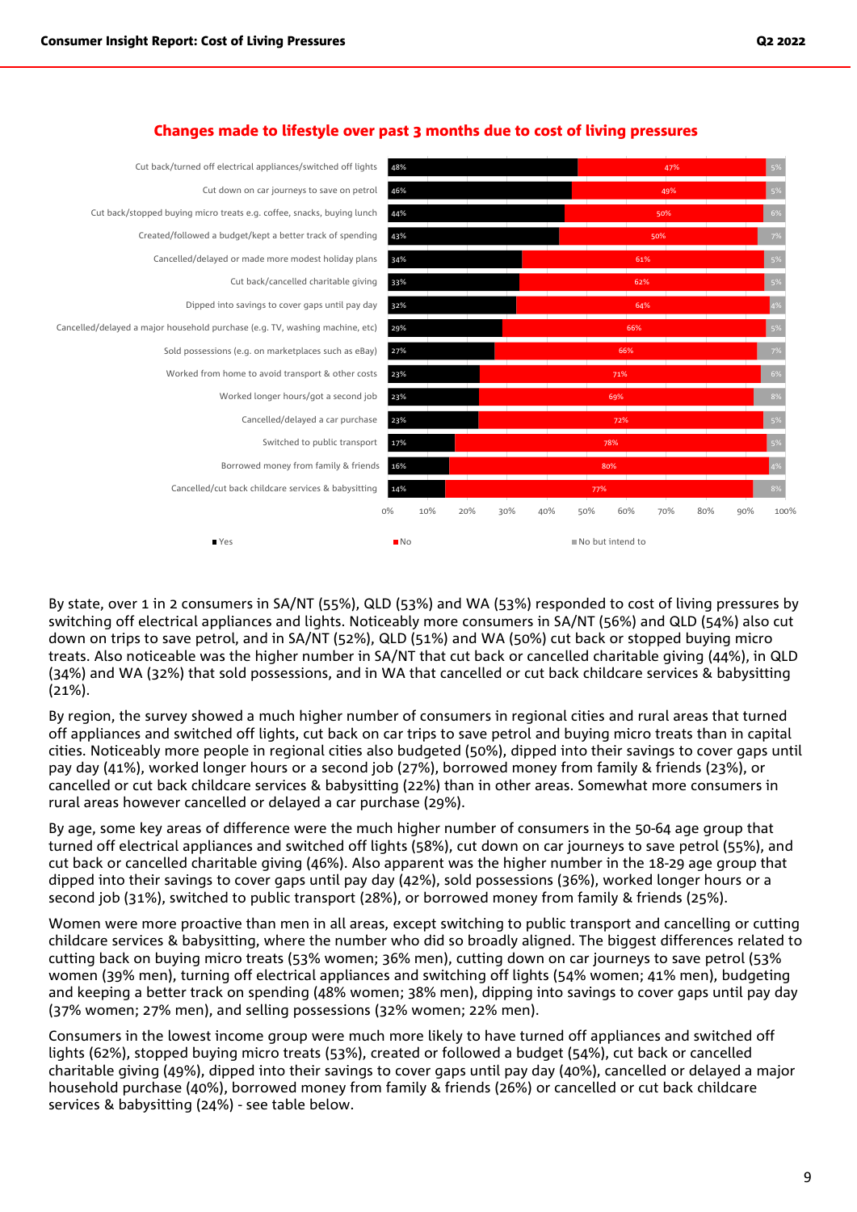## Changes made to lifestyle over past 3 months due to cost of living pressures

| | Yes | No | No but intend to |
|---|---|---|---|
| Cut back/turned off electrical appliances/switched off lights | 48% | 47% | 5% |
| Cut down on car journeys to save on petrol | 46% | 49% | 5% |
| Cut back/stopped buying micro treats e.g. coffee, snacks, buying lunch | 44% | 50% | 6% |
| Created/followed a budget/kept a better track of spending | 43% | 50% | 7% |
| Cancelled/delayed or made more modest holiday plans | 34% | 61% | 5% |
| Cut back/cancelled charitable giving | 33% | 62% | 5% |
| Dipped into savings to cover gaps until pay day | 32% | 64% | 4% |
| Cancelled/delayed a major household purchase (e.g. TV, washing machine, etc) | 29% | 66% | 5% |
| Sold possessions (e.g. on marketplaces such as eBay) | 27% | 66% | 7% |
| Worked from home to avoid transport & other costs | 23% | 71% | 6% |
| Worked longer hours/got a second job | 23% | 69% | 8% |
| Cancelled/delayed a car purchase | 23% | 72% | 5% |
| Switched to public transport | 17% | 78% | 5% |
| Borrowed money from family & friends | 16% | 80% | 4% |
| Cancelled/cut back childcare services & babysitting | 14% | 77% | 8% |

By state, over 1 in 2 consumers in SA/NT (55%), QLD (53%) and WA (53%) responded to cost of living pressures by switching off electrical appliances and lights. Noticeably more consumers in SA/NT (56%) and QLD (54%) also cut down on trips to save petrol, and in SA/NT (52%), QLD (51%) and WA (50%) cut back or stopped buying micro treats. Also noticeable was the higher number in SA/NT that cut back or cancelled charitable giving (44%), in QLD (34%) and WA (32%) that sold possessions, and in WA that cancelled or cut back childcare services & babysitting (21%).

By region, the survey showed a much higher number of consumers in regional cities and rural areas that turned off appliances and switched off lights, cut back on car trips to save petrol and buying micro treats than in capital cities. Noticeably more people in regional cities also budgeted (50%), dipped into their savings to cover gaps until pay day (41%), worked longer hours or a second job (27%), borrowed money from family & friends (23%), or cancelled or cut back childcare services & babysitting (22%) than in other areas. Somewhat more consumers in rural areas however cancelled or delayed a car purchase (29%).

By age, some key areas of difference were the much higher number of consumers in the 50-64 age group that turned off electrical appliances and switched off lights (58%), cut down on car journeys to save petrol (55%), and cut back or cancelled charitable giving (46%). Also apparent was the higher number in the 18-29 age group that dipped into their savings to cover gaps until pay day (42%), sold possessions (36%), worked longer hours or a second job (31%), switched to public transport (28%), or borrowed money from family & friends (25%).

Women were more proactive than men in all areas, except switching to public transport and cancelling or cutting childcare services & babysitting, where the number who did so broadly aligned. The biggest differences related to cutting back on buying micro treats (53% women; 36% men), cutting down on car journeys to save petrol (53% women (39% men), turning off electrical appliances and switching off lights (54% women; 41% men), budgeting and keeping a better track on spending (48% women; 38% men), dipping into savings to cover gaps until pay day (37% women; 27% men), and selling possessions (32% women; 22% men).

Consumers in the lowest income group were much more likely to have turned off appliances and switched off lights (62%), stopped buying micro treats (53%), created or followed a budget (54%), cut back or cancelled charitable giving (49%), dipped into their savings to cover gaps until pay day (40%), cancelled or delayed a major household purchase (40%), borrowed money from family & friends (26%) or cancelled or cut back childcare services & babysitting (24%) - see table below.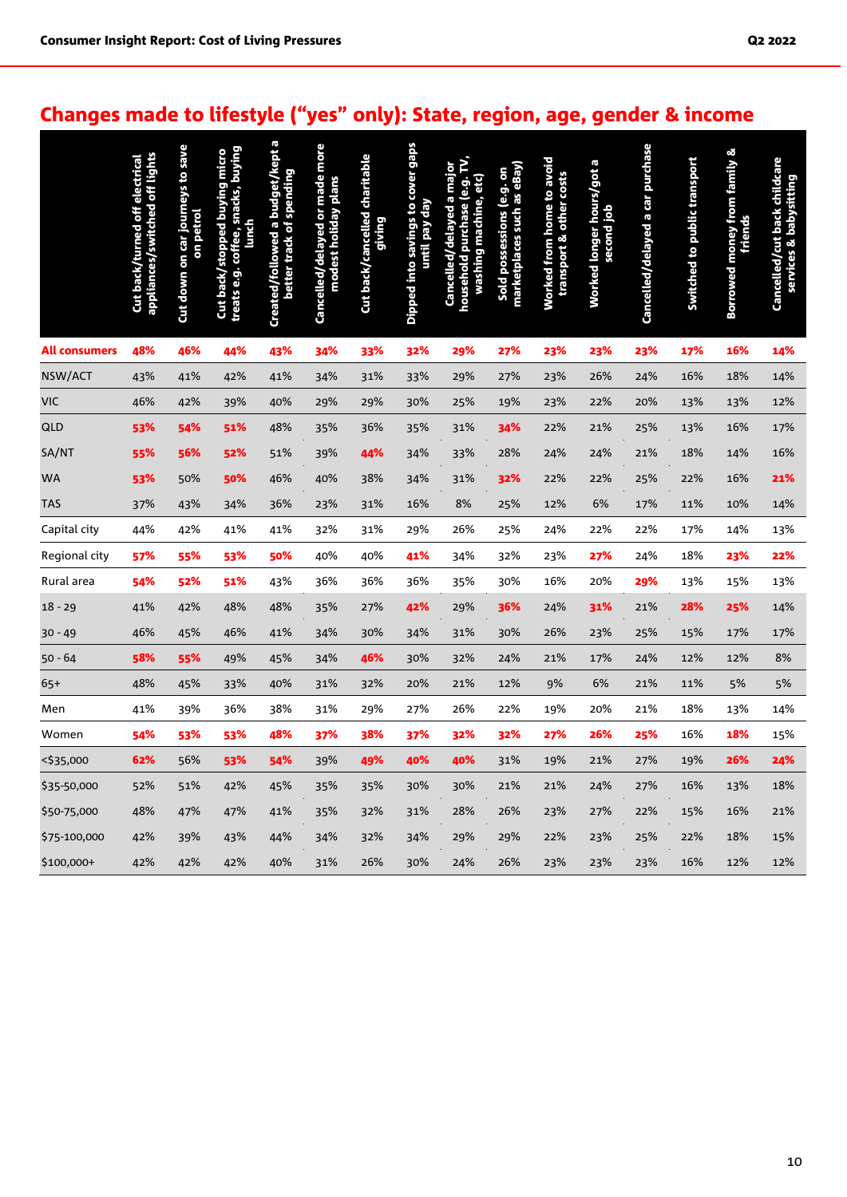## Changes made to lifestyle ("yes" only): State, region, age, gender & income

| | Cut back/turned off electrical appliances/switched off lights | Cut down on car journeys to save on petrol | Cut back/stopped buying micro treats e.g. coffee, snacks, buying lunch | Created/followed a budget/kept a better track of spending | Cancelled/delayed or made more modest holiday plans | Cut back/cancelled charitable giving | Dipped into savings to cover gaps until pay day | Cancelled/delayed a major household purchase (e.g. TV, washing machine, etc) | Sold possessions (e.g. on marketplaces such as eBay) | Worked from home to avoid transport & other costs | Worked longer hours/got a second job | Cancelled/delayed a car purchase | Switched to public transport | Borrowed money from family & friends | Cancelled/cut back childcare services & babysitting |
|---|---|---|---|---|---|---|---|---|---|---|---|---|---|---|---|
| **All consumers** | **48%** | **46%** | **44%** | **43%** | **34%** | **33%** | **32%** | **29%** | **27%** | **23%** | **23%** | **23%** | **17%** | **16%** | **14%** |
| NSW/ACT | 43% | 41% | 42% | 41% | 34% | 31% | 33% | 29% | 27% | 23% | 26% | 24% | 16% | 18% | 14% |
| VIC | 46% | 42% | 39% | 40% | 29% | 29% | 30% | 25% | 19% | 23% | 22% | 20% | 13% | 13% | 12% |
| QLD | **53%** | **54%** | **51%** | 48% | 35% | 36% | 35% | 31% | **34%** | 22% | 21% | 25% | 13% | 16% | 17% |
| SA/NT | **55%** | **56%** | **52%** | 51% | 39% | **44%** | 34% | 33% | 28% | 24% | 24% | 21% | 18% | 14% | 16% |
| WA | **53%** | 50% | **50%** | 46% | 40% | 38% | 34% | 31% | **32%** | 22% | 22% | 25% | 22% | 16% | **21%** |
| TAS | 37% | 43% | 34% | 36% | 23% | 31% | 16% | 8% | 25% | 12% | 6% | 17% | 11% | 10% | 14% |
| Capital city | 44% | 42% | 41% | 41% | 32% | 31% | 29% | 26% | 25% | 24% | 22% | 22% | 17% | 14% | 13% |
| Regional city | **57%** | **55%** | **53%** | **50%** | 40% | 40% | **41%** | 34% | 32% | 23% | **27%** | 24% | 18% | **23%** | **22%** |
| Rural area | **54%** | **52%** | **51%** | 43% | 36% | 36% | 36% | 35% | 30% | 16% | 20% | **29%** | 13% | 15% | 13% |
| 18 - 29 | 41% | 42% | 48% | 48% | 35% | 27% | **42%** | 29% | **36%** | 24% | **31%** | 21% | **28%** | **25%** | 14% |
| 30 - 49 | 46% | 45% | 46% | 41% | 34% | 30% | 34% | 31% | 30% | 26% | 23% | 25% | 15% | 17% | 17% |
| 50 - 64 | **58%** | **55%** | 49% | 45% | 34% | **46%** | 30% | 32% | 24% | 21% | 17% | 24% | 12% | 12% | 8% |
| 65+ | 48% | 45% | 33% | 40% | 31% | 32% | 20% | 21% | 12% | 9% | 6% | 21% | 11% | 5% | 5% |
| Men | 41% | 39% | 36% | 38% | 31% | 29% | 27% | 26% | 22% | 19% | 20% | 21% | 18% | 13% | 14% |
| Women | **54%** | **53%** | **53%** | **48%** | **37%** | **38%** | **37%** | **32%** | **32%** | **27%** | **26%** | **25%** | 16% | **18%** | 15% |
| <$35,000 | **62%** | 56% | **53%** | **54%** | 39% | **49%** | **40%** | **40%** | 31% | 19% | 21% | 27% | 19% | **26%** | **24%** |
| $35-50,000 | 52% | 51% | 42% | 45% | 35% | 35% | 30% | 30% | 21% | 21% | 24% | 27% | 16% | 13% | 18% |
| $50-75,000 | 48% | 47% | 47% | 41% | 35% | 32% | 31% | 28% | 26% | 23% | 27% | 22% | 15% | 16% | 21% |
| $75-100,000 | 42% | 39% | 43% | 44% | 34% | 32% | 34% | 29% | 29% | 22% | 23% | 25% | 22% | 18% | 15% |
| $100,000+ | 42% | 42% | 42% | 40% | 31% | 26% | 30% | 24% | 26% | 23% | 23% | 23% | 16% | 12% | 12% |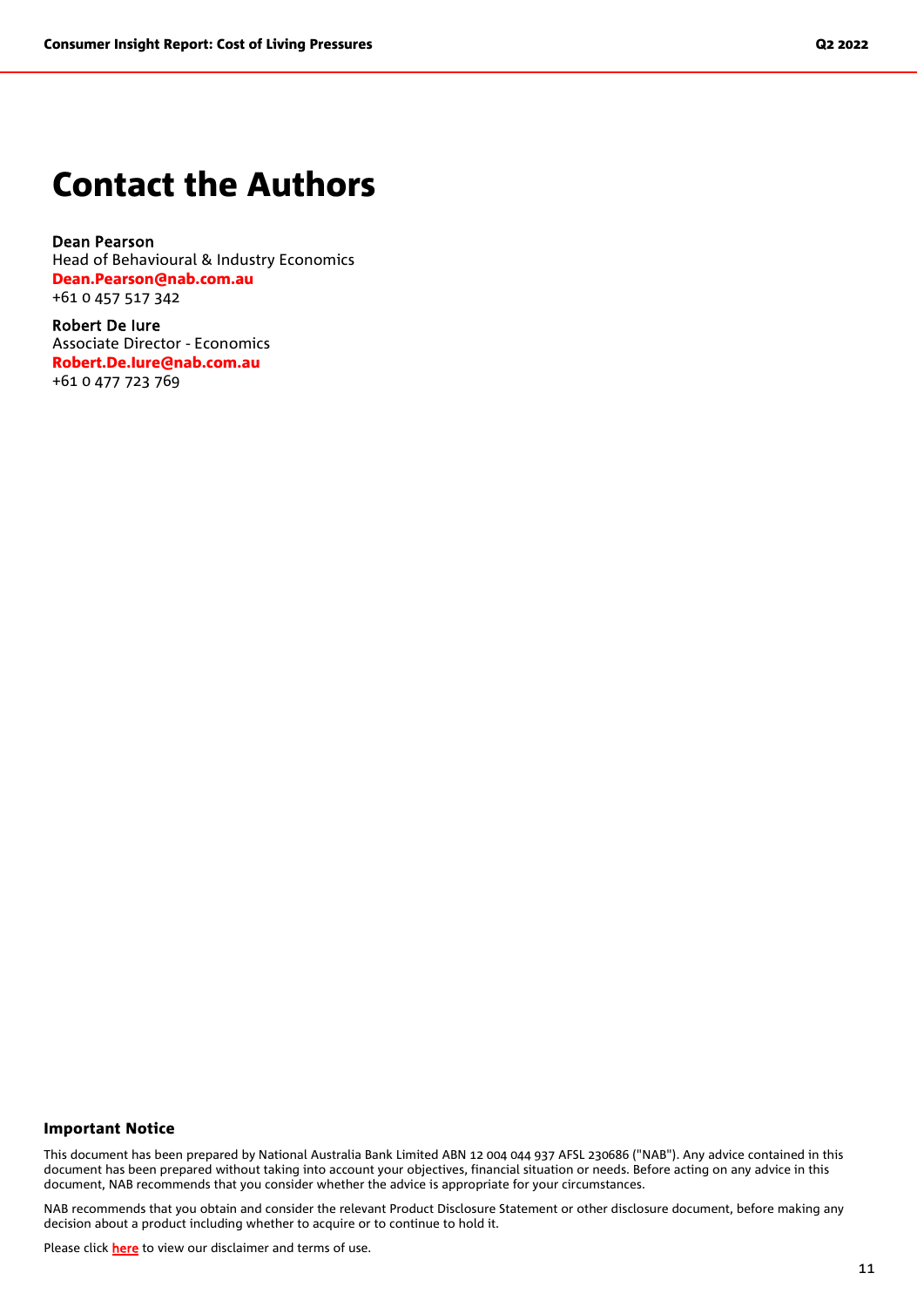# Contact the Authors

Dean Pearson
Head of Behavioural & Industry Economics
**Dean.Pearson@nab.com.au**
+61 0 457 517 342

Robert De Iure
Associate Director - Economics
**Robert.De.Iure@nab.com.au**
+61 0 477 723 769

### Important Notice

This document has been prepared by National Australia Bank Limited ABN 12 004 044 937 AFSL 230686 ("NAB"). Any advice contained in this document has been prepared without taking into account your objectives, financial situation or needs. Before acting on any advice in this document, NAB recommends that you consider whether the advice is appropriate for your circumstances.

NAB recommends that you obtain and consider the relevant Product Disclosure Statement or other disclosure document, before making any decision about a product including whether to acquire or to continue to hold it.

Please click **here** to view our disclaimer and terms of use.